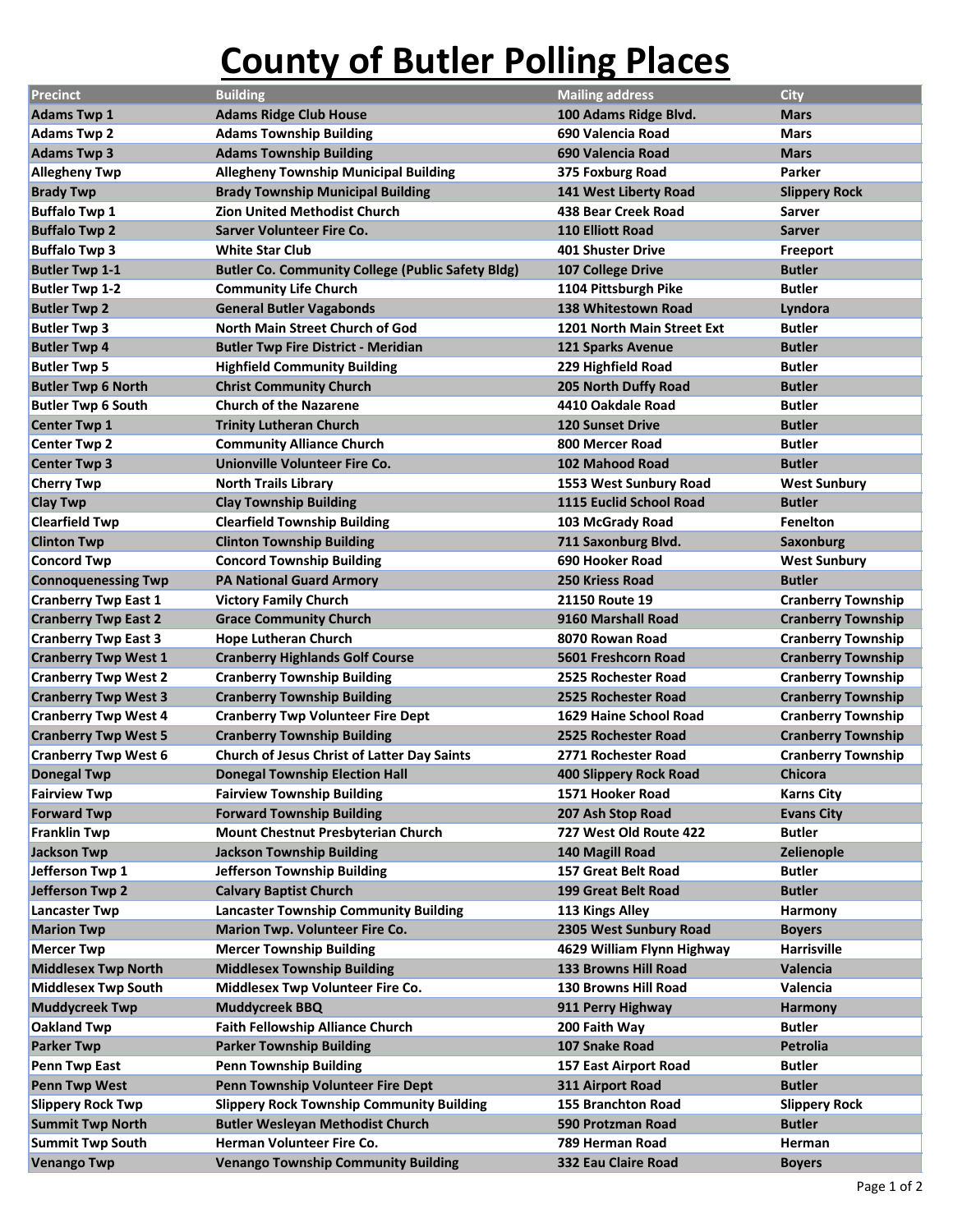# County of Butler Polling Places

| Precinct | Building | Mailing address | City |
|---|---|---|---|
| Adams Twp 1 | Adams Ridge Club House | 100 Adams Ridge Blvd. | Mars |
| Adams Twp 2 | Adams Township Building | 690 Valencia Road | Mars |
| Adams Twp 3 | Adams Township Building | 690 Valencia Road | Mars |
| Allegheny Twp | Allegheny Township Municipal Building | 375 Foxburg Road | Parker |
| Brady Twp | Brady Township Municipal Building | 141 West Liberty Road | Slippery Rock |
| Buffalo Twp 1 | Zion United Methodist Church | 438 Bear Creek Road | Sarver |
| Buffalo Twp 2 | Sarver Volunteer Fire Co. | 110 Elliott Road | Sarver |
| Buffalo Twp 3 | White Star Club | 401 Shuster Drive | Freeport |
| Butler Twp 1-1 | Butler Co. Community College (Public Safety Bldg) | 107 College Drive | Butler |
| Butler Twp 1-2 | Community Life Church | 1104 Pittsburgh Pike | Butler |
| Butler Twp 2 | General Butler Vagabonds | 138 Whitestown Road | Lyndora |
| Butler Twp 3 | North Main Street Church of God | 1201 North Main Street Ext | Butler |
| Butler Twp 4 | Butler Twp Fire District - Meridian | 121 Sparks Avenue | Butler |
| Butler Twp 5 | Highfield Community Building | 229 Highfield Road | Butler |
| Butler Twp 6 North | Christ Community Church | 205 North Duffy Road | Butler |
| Butler Twp 6 South | Church of the Nazarene | 4410 Oakdale Road | Butler |
| Center Twp 1 | Trinity Lutheran Church | 120 Sunset Drive | Butler |
| Center Twp 2 | Community Alliance Church | 800 Mercer Road | Butler |
| Center Twp 3 | Unionville Volunteer Fire Co. | 102 Mahood Road | Butler |
| Cherry Twp | North Trails Library | 1553 West Sunbury Road | West Sunbury |
| Clay Twp | Clay Township Building | 1115 Euclid School Road | Butler |
| Clearfield Twp | Clearfield Township Building | 103 McGrady Road | Fenelton |
| Clinton Twp | Clinton Township Building | 711 Saxonburg Blvd. | Saxonburg |
| Concord Twp | Concord Township Building | 690 Hooker Road | West Sunbury |
| Connoquenessing Twp | PA National Guard Armory | 250 Kriess Road | Butler |
| Cranberry Twp East 1 | Victory Family Church | 21150 Route 19 | Cranberry Township |
| Cranberry Twp East 2 | Grace Community Church | 9160 Marshall Road | Cranberry Township |
| Cranberry Twp East 3 | Hope Lutheran Church | 8070 Rowan Road | Cranberry Township |
| Cranberry Twp West 1 | Cranberry Highlands Golf Course | 5601 Freshcorn Road | Cranberry Township |
| Cranberry Twp West 2 | Cranberry Township Building | 2525 Rochester Road | Cranberry Township |
| Cranberry Twp West 3 | Cranberry Township Building | 2525 Rochester Road | Cranberry Township |
| Cranberry Twp West 4 | Cranberry Twp Volunteer Fire Dept | 1629 Haine School Road | Cranberry Township |
| Cranberry Twp West 5 | Cranberry Township Building | 2525 Rochester Road | Cranberry Township |
| Cranberry Twp West 6 | Church of Jesus Christ of Latter Day Saints | 2771 Rochester Road | Cranberry Township |
| Donegal Twp | Donegal Township Election Hall | 400 Slippery Rock Road | Chicora |
| Fairview Twp | Fairview Township Building | 1571 Hooker Road | Karns City |
| Forward Twp | Forward Township Building | 207 Ash Stop Road | Evans City |
| Franklin Twp | Mount Chestnut Presbyterian Church | 727 West Old Route 422 | Butler |
| Jackson Twp | Jackson Township Building | 140 Magill Road | Zelienople |
| Jefferson Twp 1 | Jefferson Township Building | 157 Great Belt Road | Butler |
| Jefferson Twp 2 | Calvary Baptist Church | 199 Great Belt Road | Butler |
| Lancaster Twp | Lancaster Township Community Building | 113 Kings Alley | Harmony |
| Marion Twp | Marion Twp. Volunteer Fire Co. | 2305 West Sunbury Road | Boyers |
| Mercer Twp | Mercer Township Building | 4629 William Flynn Highway | Harrisville |
| Middlesex Twp North | Middlesex Township Building | 133 Browns Hill Road | Valencia |
| Middlesex Twp South | Middlesex Twp Volunteer Fire Co. | 130 Browns Hill Road | Valencia |
| Muddycreek Twp | Muddycreek BBQ | 911 Perry Highway | Harmony |
| Oakland Twp | Faith Fellowship Alliance Church | 200 Faith Way | Butler |
| Parker Twp | Parker Township Building | 107 Snake Road | Petrolia |
| Penn Twp East | Penn Township Building | 157 East Airport Road | Butler |
| Penn Twp West | Penn Township Volunteer Fire Dept | 311 Airport Road | Butler |
| Slippery Rock Twp | Slippery Rock Township Community Building | 155 Branchton Road | Slippery Rock |
| Summit Twp North | Butler Wesleyan Methodist Church | 590 Protzman Road | Butler |
| Summit Twp South | Herman Volunteer Fire Co. | 789 Herman Road | Herman |
| Venango Twp | Venango Township Community Building | 332 Eau Claire Road | Boyers |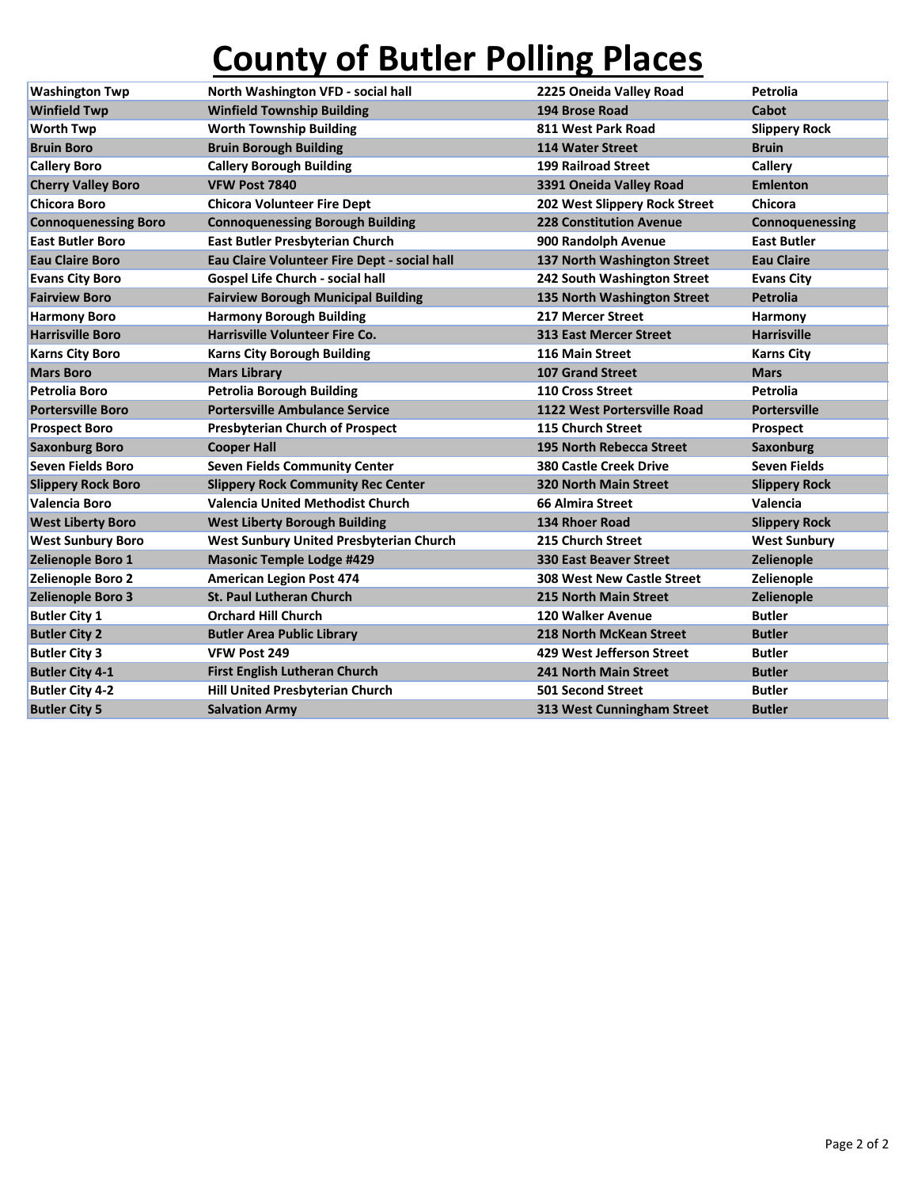# County of Butler Polling Places

| | | | |
|---|---|---|---|
| Washington Twp | North Washington VFD - social hall | 2225 Oneida Valley Road | Petrolia |
| Winfield Twp | Winfield Township Building | 194 Brose Road | Cabot |
| Worth Twp | Worth Township Building | 811 West Park Road | Slippery Rock |
| Bruin Boro | Bruin Borough Building | 114 Water Street | Bruin |
| Callery Boro | Callery Borough Building | 199 Railroad Street | Callery |
| Cherry Valley Boro | VFW Post 7840 | 3391 Oneida Valley Road | Emlenton |
| Chicora Boro | Chicora Volunteer Fire Dept | 202 West Slippery Rock Street | Chicora |
| Connoquenessing Boro | Connoquenessing Borough Building | 228 Constitution Avenue | Connoquenessing |
| East Butler Boro | East Butler Presbyterian Church | 900 Randolph Avenue | East Butler |
| Eau Claire Boro | Eau Claire Volunteer Fire Dept - social hall | 137 North Washington Street | Eau Claire |
| Evans City Boro | Gospel Life Church - social hall | 242 South Washington Street | Evans City |
| Fairview Boro | Fairview Borough Municipal Building | 135 North Washington Street | Petrolia |
| Harmony Boro | Harmony Borough Building | 217 Mercer Street | Harmony |
| Harrisville Boro | Harrisville Volunteer Fire Co. | 313 East Mercer Street | Harrisville |
| Karns City Boro | Karns City Borough Building | 116 Main Street | Karns City |
| Mars Boro | Mars Library | 107 Grand Street | Mars |
| Petrolia Boro | Petrolia Borough Building | 110 Cross Street | Petrolia |
| Portersville Boro | Portersville Ambulance Service | 1122 West Portersville Road | Portersville |
| Prospect Boro | Presbyterian Church of Prospect | 115 Church Street | Prospect |
| Saxonburg Boro | Cooper Hall | 195 North Rebecca Street | Saxonburg |
| Seven Fields Boro | Seven Fields Community Center | 380 Castle Creek Drive | Seven Fields |
| Slippery Rock Boro | Slippery Rock Community Rec Center | 320 North Main Street | Slippery Rock |
| Valencia Boro | Valencia United Methodist Church | 66 Almira Street | Valencia |
| West Liberty Boro | West Liberty Borough Building | 134 Rhoer Road | Slippery Rock |
| West Sunbury Boro | West Sunbury United Presbyterian Church | 215 Church Street | West Sunbury |
| Zelienople Boro 1 | Masonic Temple Lodge #429 | 330 East Beaver Street | Zelienople |
| Zelienople Boro 2 | American Legion Post 474 | 308 West New Castle Street | Zelienople |
| Zelienople Boro 3 | St. Paul Lutheran Church | 215 North Main Street | Zelienople |
| Butler City 1 | Orchard Hill Church | 120 Walker Avenue | Butler |
| Butler City 2 | Butler Area Public Library | 218 North McKean Street | Butler |
| Butler City 3 | VFW Post 249 | 429 West Jefferson Street | Butler |
| Butler City 4-1 | First English Lutheran Church | 241 North Main Street | Butler |
| Butler City 4-2 | Hill United Presbyterian Church | 501 Second Street | Butler |
| Butler City 5 | Salvation Army | 313 West Cunningham Street | Butler |